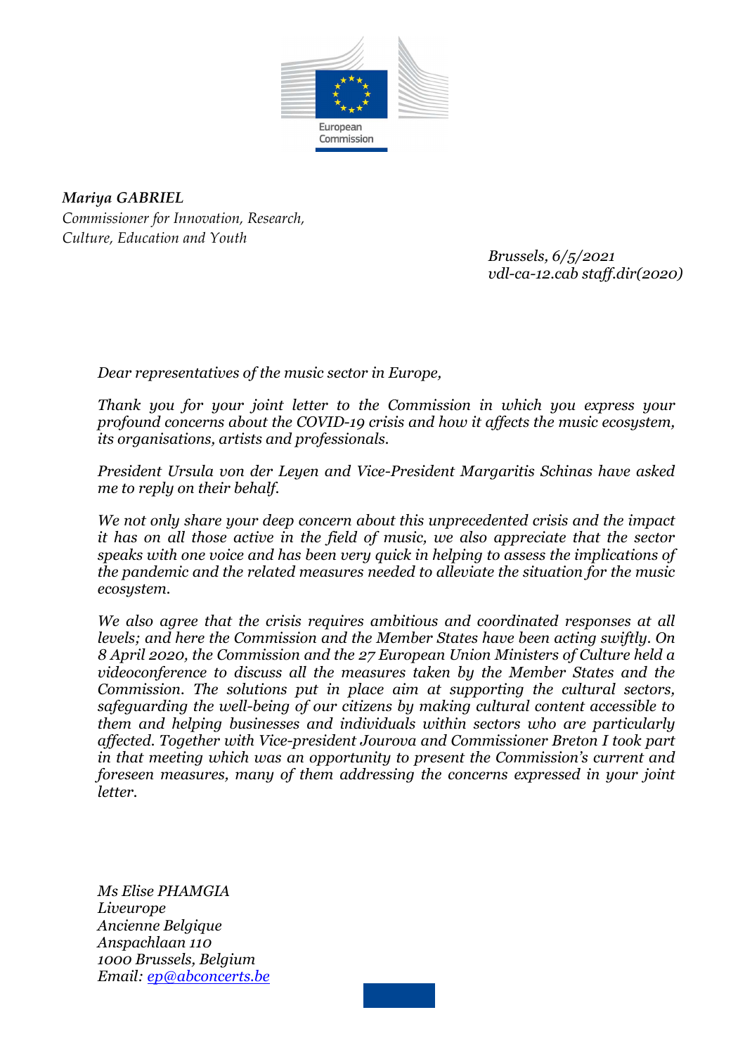European Commission

*Mariya GABRIEL*
*Commissioner for Innovation, Research, Culture, Education and Youth*

*Brussels, 6/5/2021*
*vdl-ca-12.cab staff.dir(2020)*

*Dear representatives of the music sector in Europe,*

*Thank you for your joint letter to the Commission in which you express your profound concerns about the COVID-19 crisis and how it affects the music ecosystem, its organisations, artists and professionals.*

*President Ursula von der Leyen and Vice-President Margaritis Schinas have asked me to reply on their behalf.*

*We not only share your deep concern about this unprecedented crisis and the impact it has on all those active in the field of music, we also appreciate that the sector speaks with one voice and has been very quick in helping to assess the implications of the pandemic and the related measures needed to alleviate the situation for the music ecosystem.*

*We also agree that the crisis requires ambitious and coordinated responses at all levels; and here the Commission and the Member States have been acting swiftly. On 8 April 2020, the Commission and the 27 European Union Ministers of Culture held a videoconference to discuss all the measures taken by the Member States and the Commission. The solutions put in place aim at supporting the cultural sectors, safeguarding the well-being of our citizens by making cultural content accessible to them and helping businesses and individuals within sectors who are particularly affected. Together with Vice-president Jourova and Commissioner Breton I took part in that meeting which was an opportunity to present the Commission's current and foreseen measures, many of them addressing the concerns expressed in your joint letter.*

*Ms Elise PHAMGIA*
*Liveurope*
*Ancienne Belgique*
*Anspachlaan 110*
*1000 Brussels, Belgium*
*Email: ep@abconcerts.be*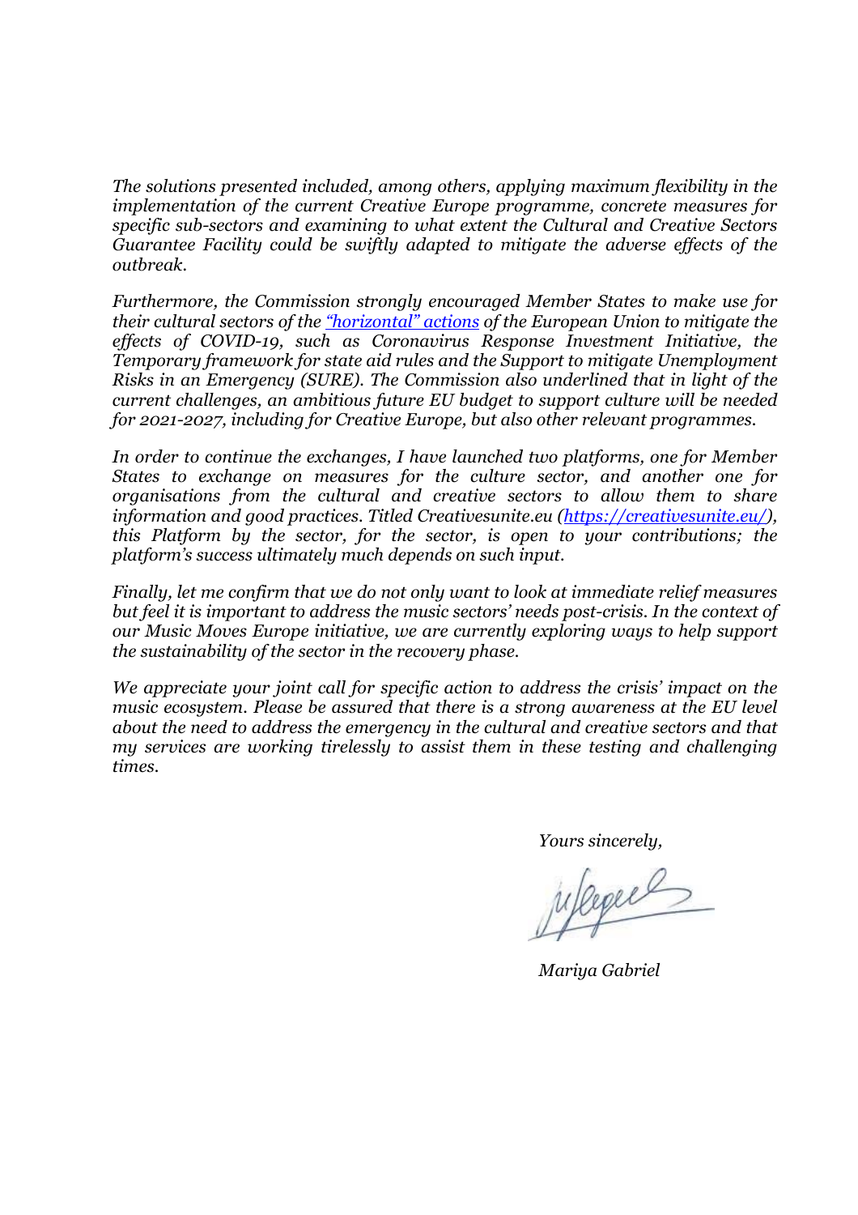*The solutions presented included, among others, applying maximum flexibility in the implementation of the current Creative Europe programme, concrete measures for specific sub-sectors and examining to what extent the Cultural and Creative Sectors Guarantee Facility could be swiftly adapted to mitigate the adverse effects of the outbreak.*

*Furthermore, the Commission strongly encouraged Member States to make use for their cultural sectors of the [“horizontal” actions] of the European Union to mitigate the effects of COVID-19, such as Coronavirus Response Investment Initiative, the Temporary framework for state aid rules and the Support to mitigate Unemployment Risks in an Emergency (SURE). The Commission also underlined that in light of the current challenges, an ambitious future EU budget to support culture will be needed for 2021-2027, including for Creative Europe, but also other relevant programmes.*

*In order to continue the exchanges, I have launched two platforms, one for Member States to exchange on measures for the culture sector, and another one for organisations from the cultural and creative sectors to allow them to share information and good practices. Titled Creativesunite.eu (https://creativesunite.eu/), this Platform by the sector, for the sector, is open to your contributions; the platform's success ultimately much depends on such input.*

*Finally, let me confirm that we do not only want to look at immediate relief measures but feel it is important to address the music sectors' needs post-crisis. In the context of our Music Moves Europe initiative, we are currently exploring ways to help support the sustainability of the sector in the recovery phase.*

*We appreciate your joint call for specific action to address the crisis' impact on the music ecosystem. Please be assured that there is a strong awareness at the EU level about the need to address the emergency in the cultural and creative sectors and that my services are working tirelessly to assist them in these testing and challenging times.*

*Yours sincerely,*

*Mariya Gabriel*